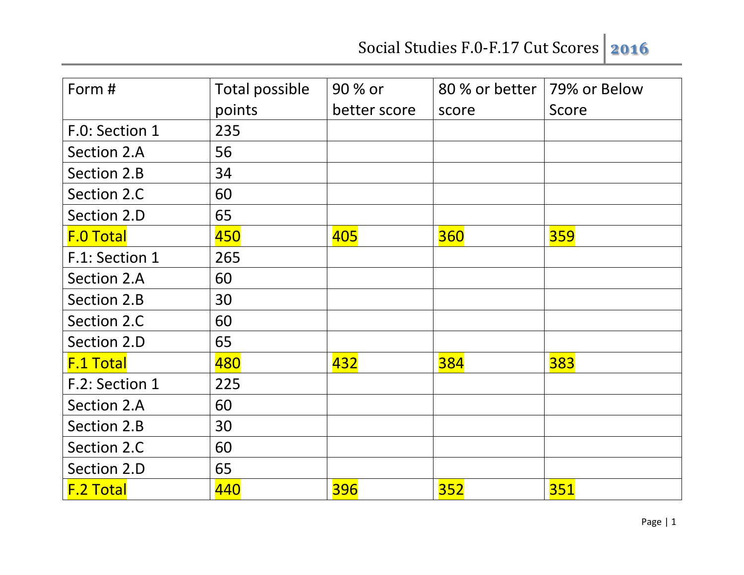| Form # | Total possible points | 90 % or better score | 80 % or better score | 79% or Below Score |
|---|---|---|---|---|
| F.0: Section 1 | 235 | | | |
| Section 2.A | 56 | | | |
| Section 2.B | 34 | | | |
| Section 2.C | 60 | | | |
| Section 2.D | 65 | | | |
| F.0 Total | 450 | 405 | 360 | 359 |
| F.1: Section 1 | 265 | | | |
| Section 2.A | 60 | | | |
| Section 2.B | 30 | | | |
| Section 2.C | 60 | | | |
| Section 2.D | 65 | | | |
| F.1 Total | 480 | 432 | 384 | 383 |
| F.2: Section 1 | 225 | | | |
| Section 2.A | 60 | | | |
| Section 2.B | 30 | | | |
| Section 2.C | 60 | | | |
| Section 2.D | 65 | | | |
| F.2 Total | 440 | 396 | 352 | 351 |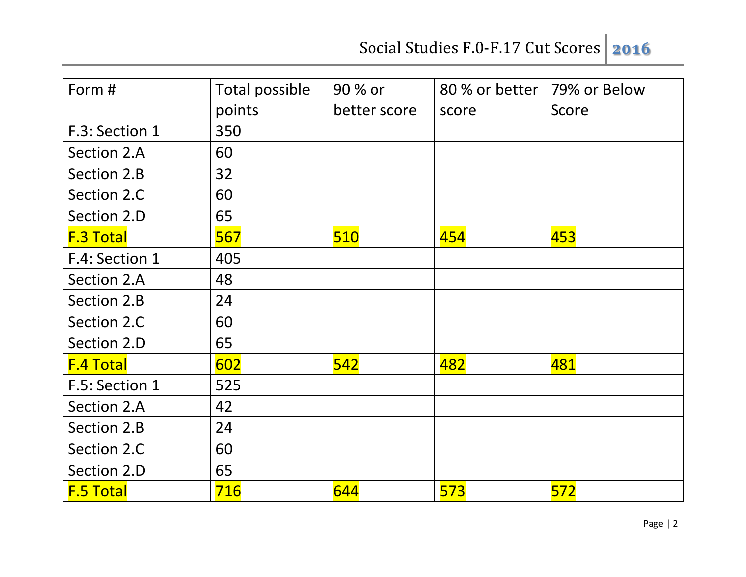| Form # | Total possible points | 90 % or better score | 80 % or better score | 79% or Below Score |
|---|---|---|---|---|
| F.3: Section 1 | 350 | | | |
| Section 2.A | 60 | | | |
| Section 2.B | 32 | | | |
| Section 2.C | 60 | | | |
| Section 2.D | 65 | | | |
| F.3 Total | 567 | 510 | 454 | 453 |
| F.4: Section 1 | 405 | | | |
| Section 2.A | 48 | | | |
| Section 2.B | 24 | | | |
| Section 2.C | 60 | | | |
| Section 2.D | 65 | | | |
| F.4 Total | 602 | 542 | 482 | 481 |
| F.5: Section 1 | 525 | | | |
| Section 2.A | 42 | | | |
| Section 2.B | 24 | | | |
| Section 2.C | 60 | | | |
| Section 2.D | 65 | | | |
| F.5 Total | 716 | 644 | 573 | 572 |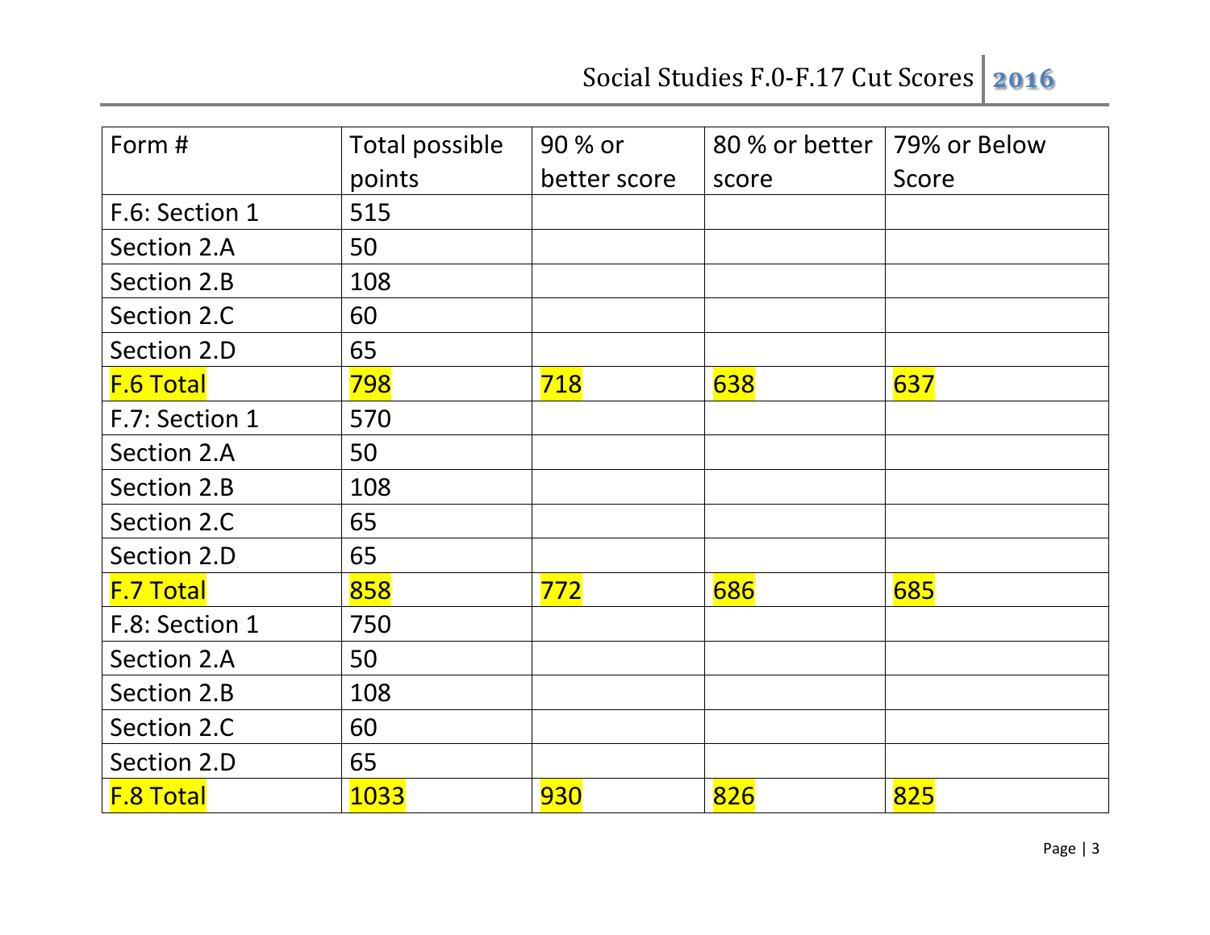| Form # | Total possible points | 90 % or better score | 80 % or better score | 79% or Below Score |
|---|---|---|---|---|
| F.6: Section 1 | 515 | | | |
| Section 2.A | 50 | | | |
| Section 2.B | 108 | | | |
| Section 2.C | 60 | | | |
| Section 2.D | 65 | | | |
| F.6 Total | 798 | 718 | 638 | 637 |
| F.7: Section 1 | 570 | | | |
| Section 2.A | 50 | | | |
| Section 2.B | 108 | | | |
| Section 2.C | 65 | | | |
| Section 2.D | 65 | | | |
| F.7 Total | 858 | 772 | 686 | 685 |
| F.8: Section 1 | 750 | | | |
| Section 2.A | 50 | | | |
| Section 2.B | 108 | | | |
| Section 2.C | 60 | | | |
| Section 2.D | 65 | | | |
| F.8 Total | 1033 | 930 | 826 | 825 |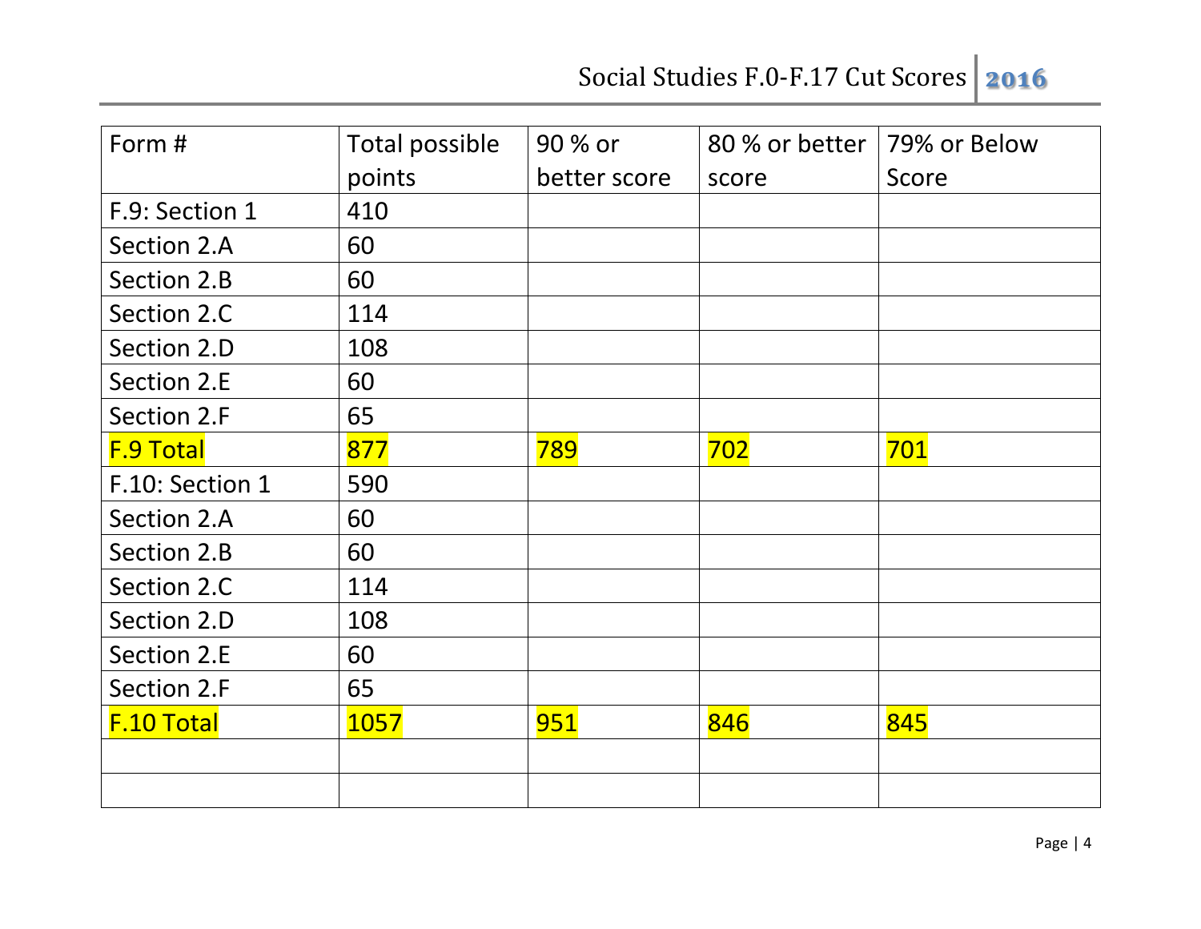| Form # | Total possible points | 90 % or better score | 80 % or better score | 79% or Below Score |
|---|---|---|---|---|
| F.9: Section 1 | 410 | | | |
| Section 2.A | 60 | | | |
| Section 2.B | 60 | | | |
| Section 2.C | 114 | | | |
| Section 2.D | 108 | | | |
| Section 2.E | 60 | | | |
| Section 2.F | 65 | | | |
| F.9 Total | 877 | 789 | 702 | 701 |
| F.10: Section 1 | 590 | | | |
| Section 2.A | 60 | | | |
| Section 2.B | 60 | | | |
| Section 2.C | 114 | | | |
| Section 2.D | 108 | | | |
| Section 2.E | 60 | | | |
| Section 2.F | 65 | | | |
| F.10 Total | 1057 | 951 | 846 | 845 |
| | | | | |
| | | | | |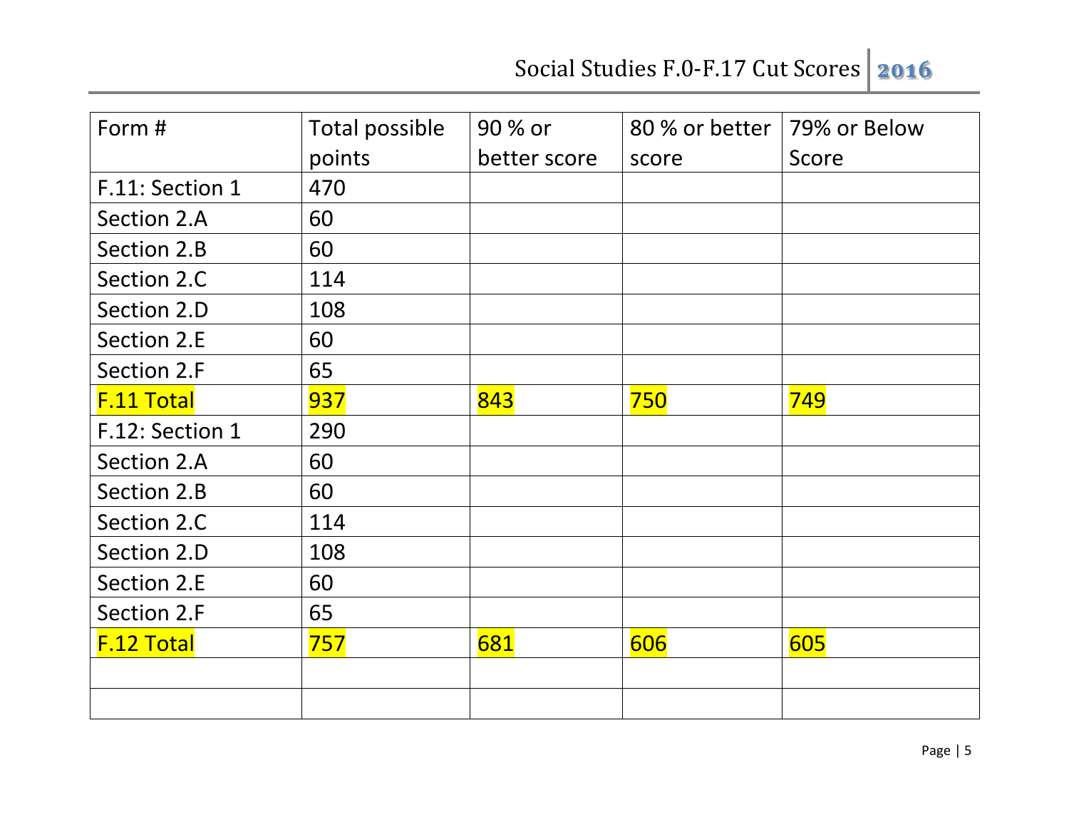| Form # | Total possible points | 90 % or better score | 80 % or better score | 79% or Below Score |
| --- | --- | --- | --- | --- |
| F.11: Section 1 | 470 | | | |
| Section 2.A | 60 | | | |
| Section 2.B | 60 | | | |
| Section 2.C | 114 | | | |
| Section 2.D | 108 | | | |
| Section 2.E | 60 | | | |
| Section 2.F | 65 | | | |
| F.11 Total | 937 | 843 | 750 | 749 |
| F.12: Section 1 | 290 | | | |
| Section 2.A | 60 | | | |
| Section 2.B | 60 | | | |
| Section 2.C | 114 | | | |
| Section 2.D | 108 | | | |
| Section 2.E | 60 | | | |
| Section 2.F | 65 | | | |
| F.12 Total | 757 | 681 | 606 | 605 |
| | | | | |
| | | | | |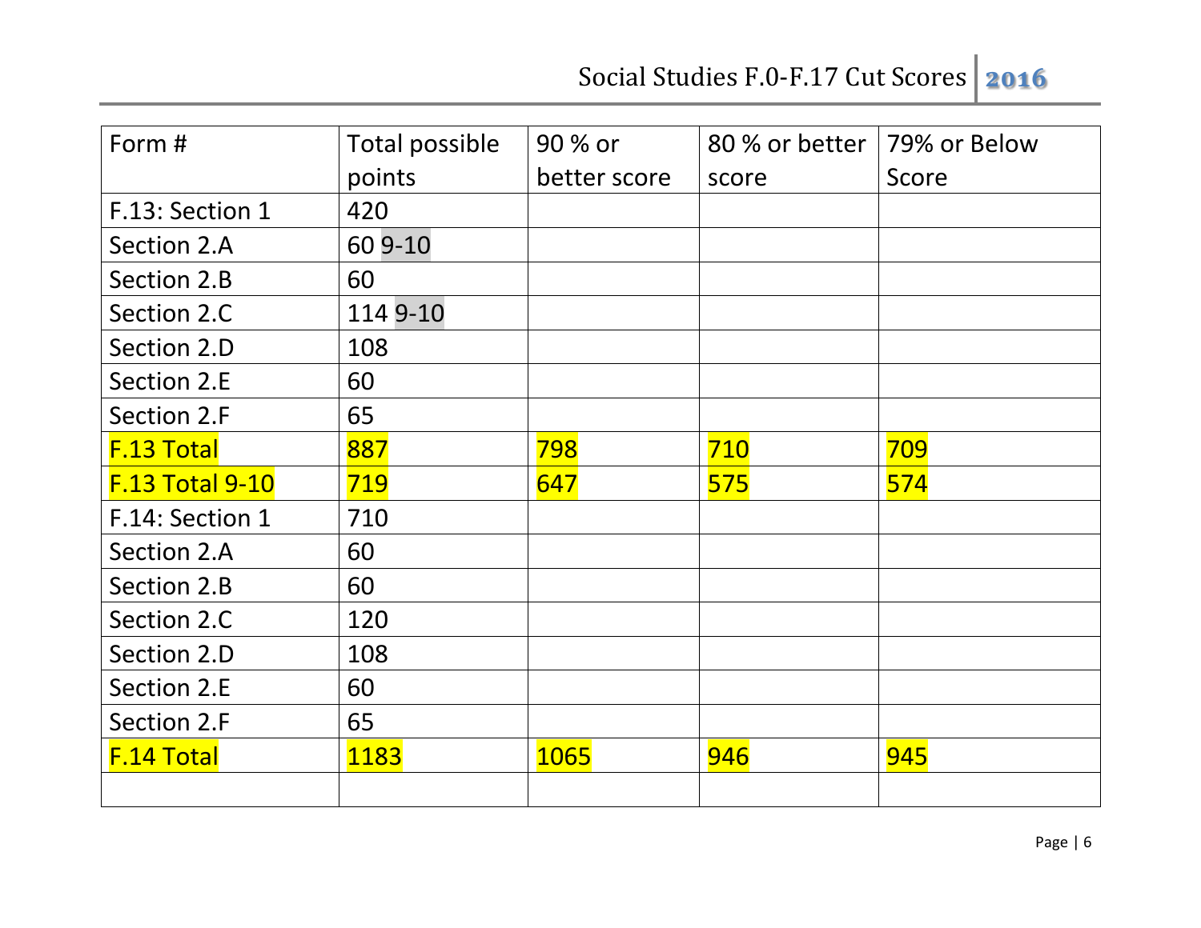| Form # | Total possible points | 90 % or better score | 80 % or better score | 79% or Below Score |
|---|---|---|---|---|
| F.13: Section 1 | 420 | | | |
| Section 2.A | 60 9-10 | | | |
| Section 2.B | 60 | | | |
| Section 2.C | 114 9-10 | | | |
| Section 2.D | 108 | | | |
| Section 2.E | 60 | | | |
| Section 2.F | 65 | | | |
| F.13 Total | 887 | 798 | 710 | 709 |
| F.13 Total 9-10 | 719 | 647 | 575 | 574 |
| F.14: Section 1 | 710 | | | |
| Section 2.A | 60 | | | |
| Section 2.B | 60 | | | |
| Section 2.C | 120 | | | |
| Section 2.D | 108 | | | |
| Section 2.E | 60 | | | |
| Section 2.F | 65 | | | |
| F.14 Total | 1183 | 1065 | 946 | 945 |
| | | | | |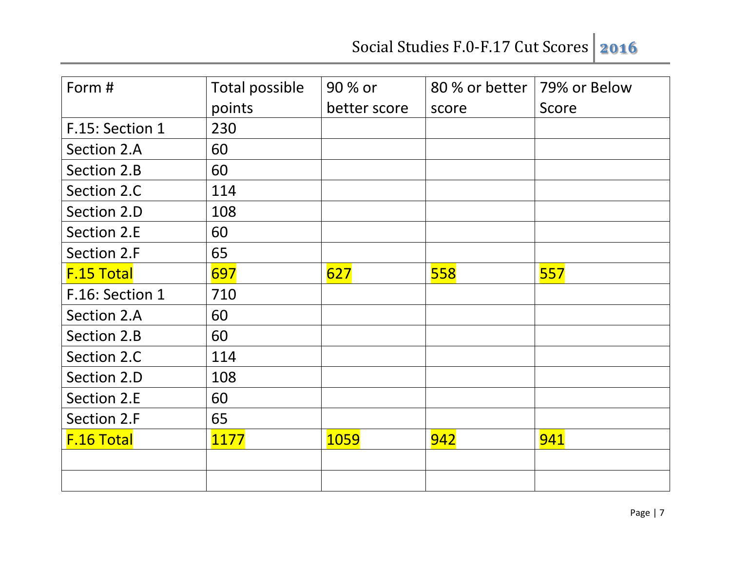| Form # | Total possible points | 90 % or better score | 80 % or better score | 79% or Below Score |
|---|---|---|---|---|
| F.15: Section 1 | 230 | | | |
| Section 2.A | 60 | | | |
| Section 2.B | 60 | | | |
| Section 2.C | 114 | | | |
| Section 2.D | 108 | | | |
| Section 2.E | 60 | | | |
| Section 2.F | 65 | | | |
| F.15 Total | 697 | 627 | 558 | 557 |
| F.16: Section 1 | 710 | | | |
| Section 2.A | 60 | | | |
| Section 2.B | 60 | | | |
| Section 2.C | 114 | | | |
| Section 2.D | 108 | | | |
| Section 2.E | 60 | | | |
| Section 2.F | 65 | | | |
| F.16 Total | 1177 | 1059 | 942 | 941 |
| | | | | |
| | | | | |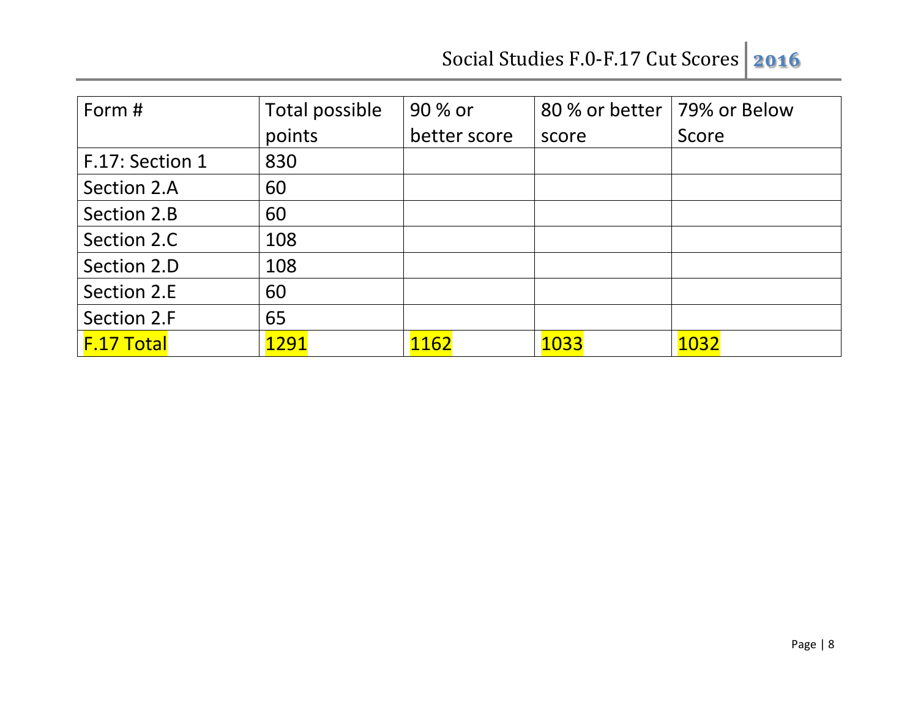| Form # | Total possible points | 90 % or better score | 80 % or better score | 79% or Below Score |
|---|---|---|---|---|
| F.17: Section 1 | 830 | | | |
| Section 2.A | 60 | | | |
| Section 2.B | 60 | | | |
| Section 2.C | 108 | | | |
| Section 2.D | 108 | | | |
| Section 2.E | 60 | | | |
| Section 2.F | 65 | | | |
| F.17 Total | 1291 | 1162 | 1033 | 1032 |